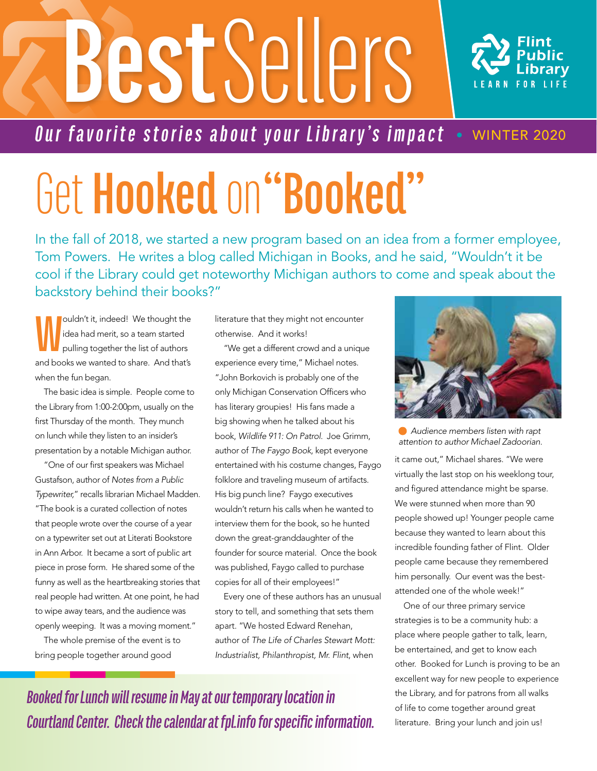# Best Sellers

Flint Public Library
LEARN FOR LIFE

*Our favorite stories about your Library's impact* • WINTER 2020

# Get **Hooked** on "**Booked**"

In the fall of 2018, we started a new program based on an idea from a former employee, Tom Powers. He writes a blog called Michigan in Books, and he said, "Wouldn't it be cool if the Library could get noteworthy Michigan authors to come and speak about the backstory behind their books?"

Wouldn't it, indeed! We thought the idea had merit, so a team started pulling together the list of authors and books we wanted to share. And that's when the fun began.

The basic idea is simple. People come to the Library from 1:00-2:00pm, usually on the first Thursday of the month. They munch on lunch while they listen to an insider's presentation by a notable Michigan author.

"One of our first speakers was Michael Gustafson, author of *Notes from a Public Typewriter*," recalls librarian Michael Madden. "The book is a curated collection of notes that people wrote over the course of a year on a typewriter set out at Literati Bookstore in Ann Arbor. It became a sort of public art piece in prose form. He shared some of the funny as well as the heartbreaking stories that real people had written. At one point, he had to wipe away tears, and the audience was openly weeping. It was a moving moment."

The whole premise of the event is to bring people together around good literature that they might not encounter otherwise. And it works!

"We get a different crowd and a unique experience every time," Michael notes. "John Borkovich is probably one of the only Michigan Conservation Officers who has literary groupies! His fans made a big showing when he talked about his book, *Wildlife 911: On Patrol*. Joe Grimm, author of *The Faygo Book*, kept everyone entertained with his costume changes, Faygo folklore and traveling museum of artifacts. His big punch line? Faygo executives wouldn't return his calls when he wanted to interview them for the book, so he hunted down the great-granddaughter of the founder for source material. Once the book was published, Faygo called to purchase copies for all of their employees!"

Every one of these authors has an unusual story to tell, and something that sets them apart. "We hosted Edward Renehan, author of *The Life of Charles Stewart Mott: Industrialist, Philanthropist, Mr. Flint*, when it came out," Michael shares. "We were virtually the last stop on his weeklong tour, and figured attendance might be sparse. We were stunned when more than 90 people showed up! Younger people came because they wanted to learn about this incredible founding father of Flint. Older people came because they remembered him personally. Our event was the best-attended one of the whole week!"

*Audience members listen with rapt attention to author Michael Zadoorian.*

One of our three primary service strategies is to be a community hub: a place where people gather to talk, learn, be entertained, and get to know each other. Booked for Lunch is proving to be an excellent way for new people to experience the Library, and for patrons from all walks of life to come together around great literature. Bring your lunch and join us!

***Booked for Lunch will resume in May at our temporary location in Courtland Center. Check the calendar at fpl.info for specific information.***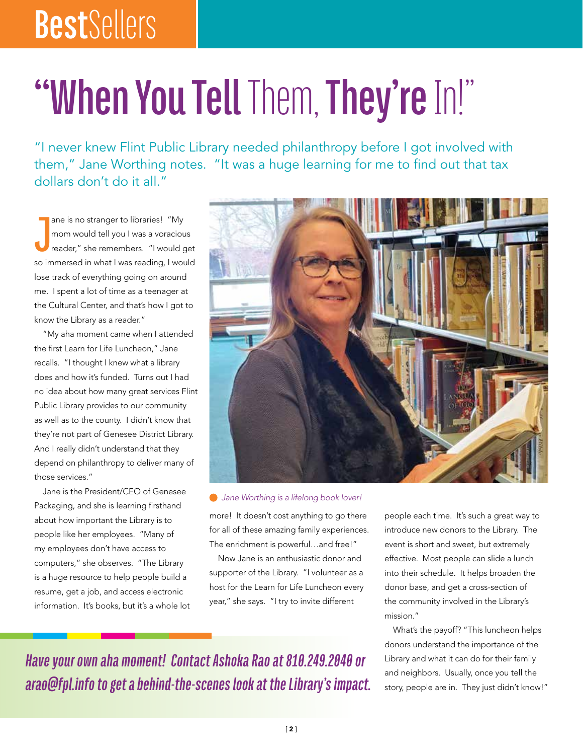# “When You Tell Them, They’re In!”

“I never knew Flint Public Library needed philanthropy before I got involved with them,” Jane Worthing notes. “It was a huge learning for me to find out that tax dollars don’t do it all.”

Jane is no stranger to libraries! “My mom would tell you I was a voracious reader,” she remembers. “I would get so immersed in what I was reading, I would lose track of everything going on around me. I spent a lot of time as a teenager at the Cultural Center, and that’s how I got to know the Library as a reader.”

“My aha moment came when I attended the first Learn for Life Luncheon,” Jane recalls. “I thought I knew what a library does and how it’s funded. Turns out I had no idea about how many great services Flint Public Library provides to our community as well as to the county. I didn’t know that they’re not part of Genesee District Library. And I really didn’t understand that they depend on philanthropy to deliver many of those services.”

Jane is the President/CEO of Genesee Packaging, and she is learning firsthand about how important the Library is to people like her employees. “Many of my employees don’t have access to computers,” she observes. “The Library is a huge resource to help people build a resume, get a job, and access electronic information. It’s books, but it’s a whole lot more! It doesn’t cost anything to go there for all of these amazing family experiences. The enrichment is powerful…and free!”

*Jane Worthing is a lifelong book lover!*

Now Jane is an enthusiastic donor and supporter of the Library. “I volunteer as a host for the Learn for Life Luncheon every year,” she says. “I try to invite different people each time. It’s such a great way to introduce new donors to the Library. The event is short and sweet, but extremely effective. Most people can slide a lunch into their schedule. It helps broaden the donor base, and get a cross-section of the community involved in the Library’s mission.”

What’s the payoff? “This luncheon helps donors understand the importance of the Library and what it can do for their family and neighbors. Usually, once you tell the story, people are in. They just didn’t know!”

***Have your own aha moment! Contact Ashoka Rao at 810.249.2040 or arao@fpl.info to get a behind-the-scenes look at the Library’s impact.***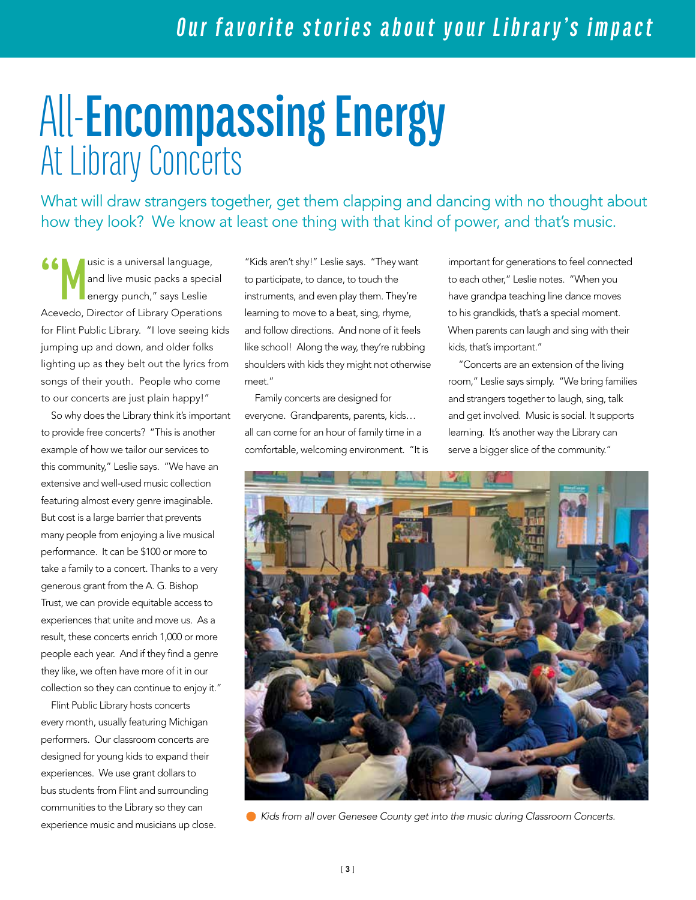# All-Encompassing Energy At Library Concerts

What will draw strangers together, get them clapping and dancing with no thought about how they look? We know at least one thing with that kind of power, and that's music.

"Music is a universal language, and live music packs a special energy punch," says Leslie Acevedo, Director of Library Operations for Flint Public Library. "I love seeing kids jumping up and down, and older folks lighting up as they belt out the lyrics from songs of their youth. People who come to our concerts are just plain happy!"

So why does the Library think it's important to provide free concerts? "This is another example of how we tailor our services to this community," Leslie says. "We have an extensive and well-used music collection featuring almost every genre imaginable. But cost is a large barrier that prevents many people from enjoying a live musical performance. It can be $100 or more to take a family to a concert. Thanks to a very generous grant from the A. G. Bishop Trust, we can provide equitable access to experiences that unite and move us. As a result, these concerts enrich 1,000 or more people each year. And if they find a genre they like, we often have more of it in our collection so they can continue to enjoy it."

Flint Public Library hosts concerts every month, usually featuring Michigan performers. Our classroom concerts are designed for young kids to expand their experiences. We use grant dollars to bus students from Flint and surrounding communities to the Library so they can experience music and musicians up close.

"Kids aren't shy!" Leslie says. "They want to participate, to dance, to touch the instruments, and even play them. They're learning to move to a beat, sing, rhyme, and follow directions. And none of it feels like school! Along the way, they're rubbing shoulders with kids they might not otherwise meet."

Family concerts are designed for everyone. Grandparents, parents, kids… all can come for an hour of family time in a comfortable, welcoming environment. "It is important for generations to feel connected to each other," Leslie notes. "When you have grandpa teaching line dance moves to his grandkids, that's a special moment. When parents can laugh and sing with their kids, that's important."

"Concerts are an extension of the living room," Leslie says simply. "We bring families and strangers together to laugh, sing, talk and get involved. Music is social. It supports learning. It's another way the Library can serve a bigger slice of the community."

*Kids from all over Genesee County get into the music during Classroom Concerts.*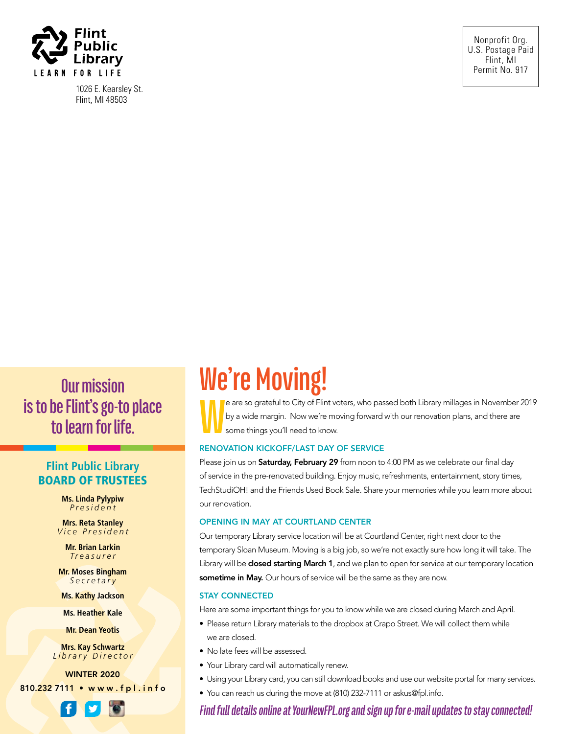Flint Public Library

LEARN FOR LIFE

1026 E. Kearsley St.
Flint, MI 48503

Nonprofit Org.
U.S. Postage Paid
Flint, MI
Permit No. 917

## Our mission is to be Flint's go-to place to learn for life.

### Flint Public Library BOARD OF TRUSTEES

**Ms. Linda Pylypiw**
*President*

**Mrs. Reta Stanley**
*Vice President*

**Mr. Brian Larkin**
*Treasurer*

**Mr. Moses Bingham**
*Secretary*

**Ms. Kathy Jackson**

**Ms. Heather Kale**

**Mr. Dean Yeotis**

**Mrs. Kay Schwartz**
*Library Director*

WINTER 2020

810.232 7111 • www.fpl.info

# We're Moving!

We are so grateful to City of Flint voters, who passed both Library millages in November 2019 by a wide margin. Now we're moving forward with our renovation plans, and there are some things you'll need to know.

### RENOVATION KICKOFF/LAST DAY OF SERVICE

Please join us on **Saturday, February 29** from noon to 4:00 PM as we celebrate our final day of service in the pre-renovated building. Enjoy music, refreshments, entertainment, story times, TechStudiOH! and the Friends Used Book Sale. Share your memories while you learn more about our renovation.

### OPENING IN MAY AT COURTLAND CENTER

Our temporary Library service location will be at Courtland Center, right next door to the temporary Sloan Museum. Moving is a big job, so we're not exactly sure how long it will take. The Library will be **closed starting March 1**, and we plan to open for service at our temporary location **sometime in May.** Our hours of service will be the same as they are now.

### STAY CONNECTED

Here are some important things for you to know while we are closed during March and April.

- Please return Library materials to the dropbox at Crapo Street. We will collect them while we are closed.
- No late fees will be assessed.
- Your Library card will automatically renew.
- Using your Library card, you can still download books and use our website portal for many services.
- You can reach us during the move at (810) 232-7111 or askus@fpl.info.

***Find full details online at YourNewFPL.org and sign up for e-mail updates to stay connected!***